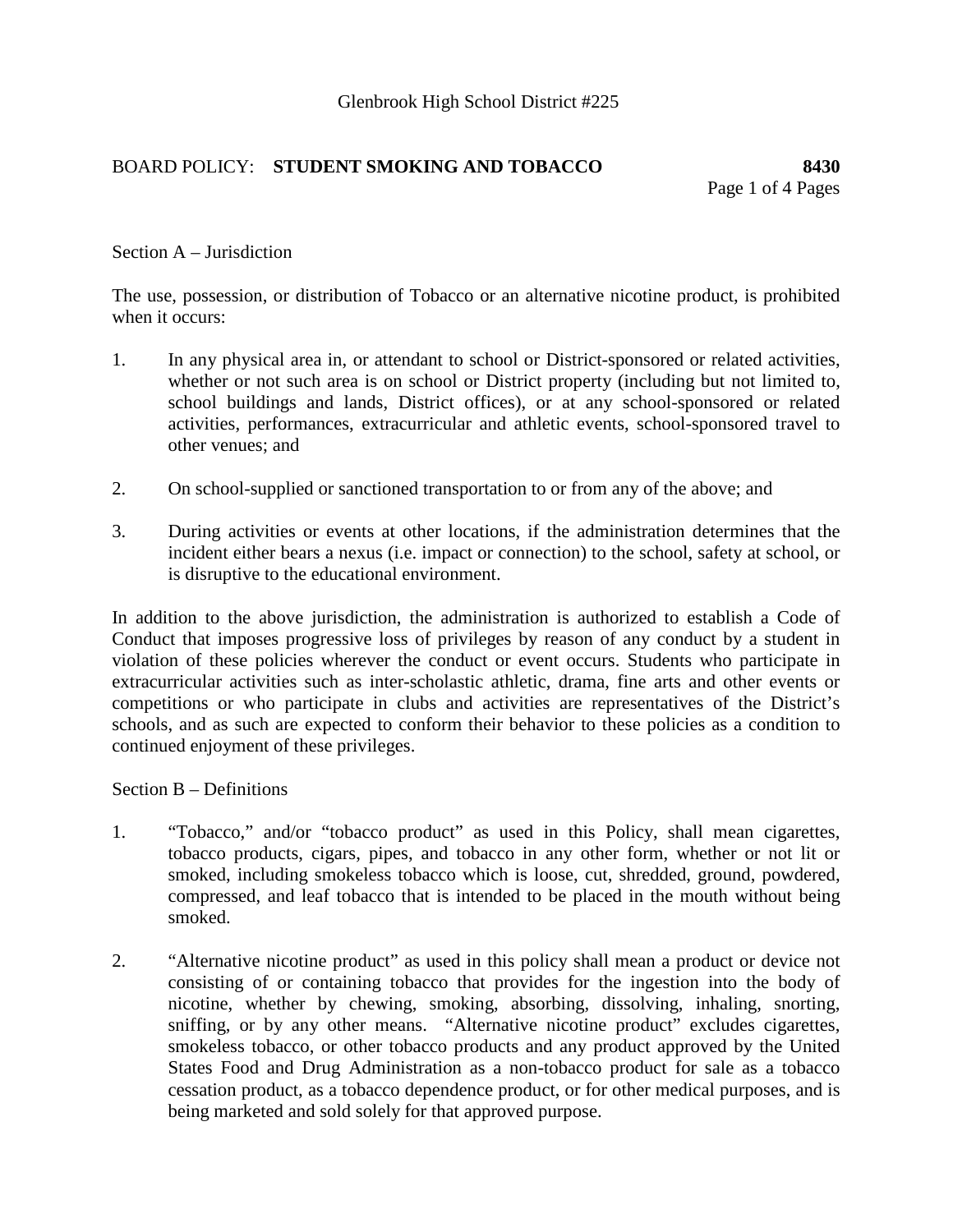Glenbrook High School District #225

# BOARD POLICY: **STUDENT SMOKING AND TOBACCO** **8430**

Section A – Jurisdiction

The use, possession, or distribution of Tobacco or an alternative nicotine product, is prohibited when it occurs:

1. In any physical area in, or attendant to school or District-sponsored or related activities, whether or not such area is on school or District property (including but not limited to, school buildings and lands, District offices), or at any school-sponsored or related activities, performances, extracurricular and athletic events, school-sponsored travel to other venues; and

2. On school-supplied or sanctioned transportation to or from any of the above; and

3. During activities or events at other locations, if the administration determines that the incident either bears a nexus (i.e. impact or connection) to the school, safety at school, or is disruptive to the educational environment.

In addition to the above jurisdiction, the administration is authorized to establish a Code of Conduct that imposes progressive loss of privileges by reason of any conduct by a student in violation of these policies wherever the conduct or event occurs. Students who participate in extracurricular activities such as inter-scholastic athletic, drama, fine arts and other events or competitions or who participate in clubs and activities are representatives of the District's schools, and as such are expected to conform their behavior to these policies as a condition to continued enjoyment of these privileges.

Section B – Definitions

1. "Tobacco," and/or "tobacco product" as used in this Policy, shall mean cigarettes, tobacco products, cigars, pipes, and tobacco in any other form, whether or not lit or smoked, including smokeless tobacco which is loose, cut, shredded, ground, powdered, compressed, and leaf tobacco that is intended to be placed in the mouth without being smoked.

2. "Alternative nicotine product" as used in this policy shall mean a product or device not consisting of or containing tobacco that provides for the ingestion into the body of nicotine, whether by chewing, smoking, absorbing, dissolving, inhaling, snorting, sniffing, or by any other means. "Alternative nicotine product" excludes cigarettes, smokeless tobacco, or other tobacco products and any product approved by the United States Food and Drug Administration as a non-tobacco product for sale as a tobacco cessation product, as a tobacco dependence product, or for other medical purposes, and is being marketed and sold solely for that approved purpose.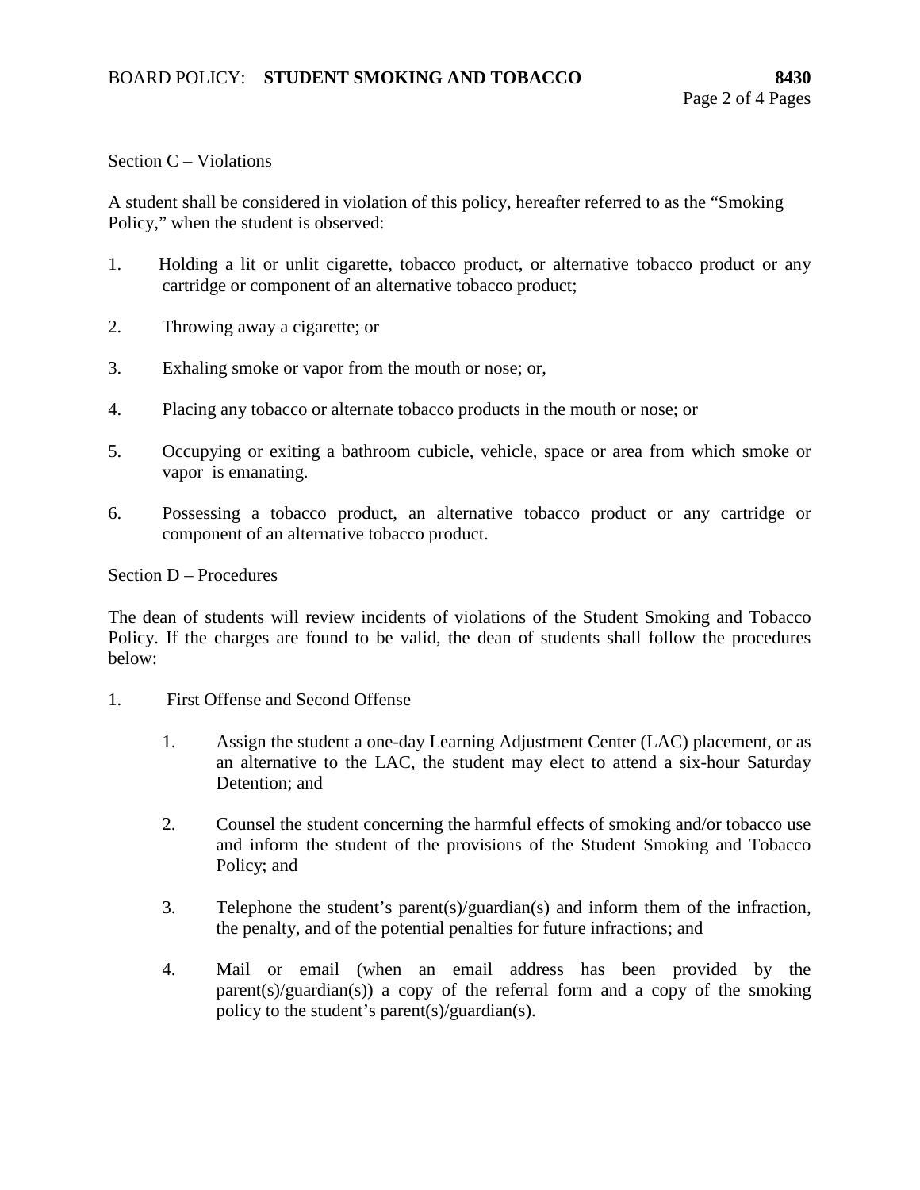Section C – Violations

A student shall be considered in violation of this policy, hereafter referred to as the "Smoking Policy," when the student is observed:

1. Holding a lit or unlit cigarette, tobacco product, or alternative tobacco product or any cartridge or component of an alternative tobacco product;

2. Throwing away a cigarette; or

3. Exhaling smoke or vapor from the mouth or nose; or,

4. Placing any tobacco or alternate tobacco products in the mouth or nose; or

5. Occupying or exiting a bathroom cubicle, vehicle, space or area from which smoke or vapor is emanating.

6. Possessing a tobacco product, an alternative tobacco product or any cartridge or component of an alternative tobacco product.

Section D – Procedures

The dean of students will review incidents of violations of the Student Smoking and Tobacco Policy. If the charges are found to be valid, the dean of students shall follow the procedures below:

1. First Offense and Second Offense

   1. Assign the student a one-day Learning Adjustment Center (LAC) placement, or as an alternative to the LAC, the student may elect to attend a six-hour Saturday Detention; and

   2. Counsel the student concerning the harmful effects of smoking and/or tobacco use and inform the student of the provisions of the Student Smoking and Tobacco Policy; and

   3. Telephone the student's parent(s)/guardian(s) and inform them of the infraction, the penalty, and of the potential penalties for future infractions; and

   4. Mail or email (when an email address has been provided by the parent(s)/guardian(s)) a copy of the referral form and a copy of the smoking policy to the student's parent(s)/guardian(s).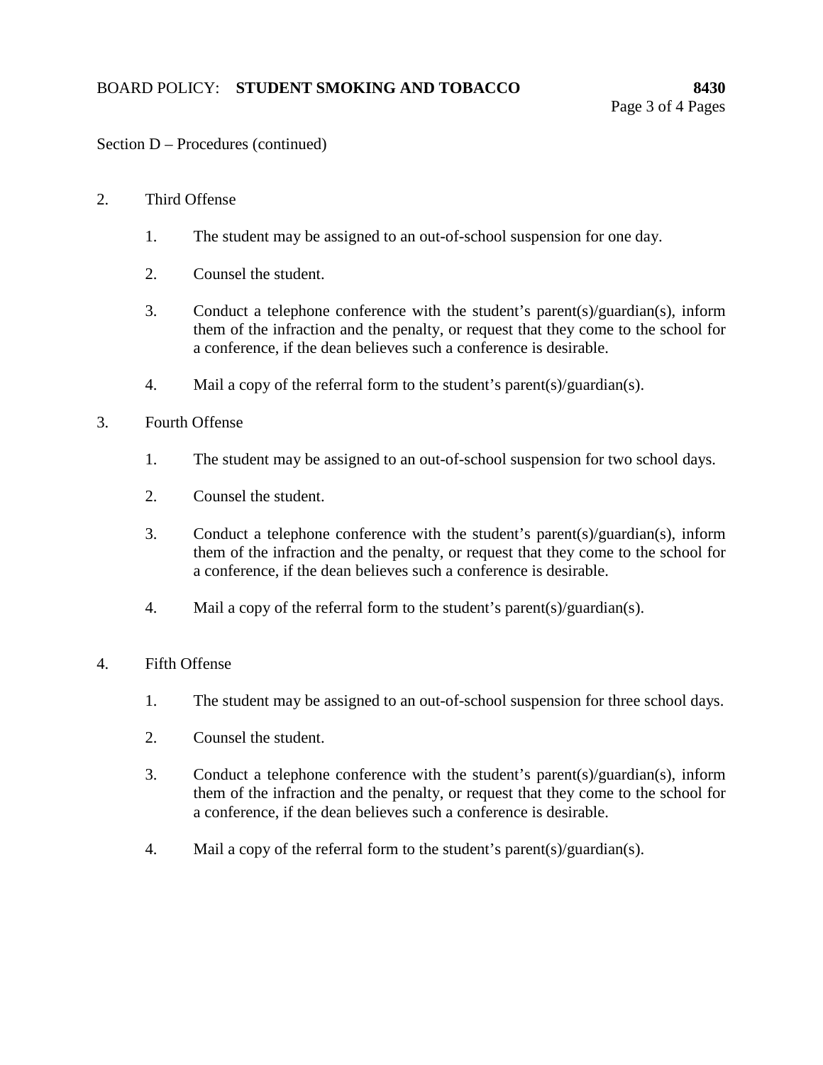Section D – Procedures (continued)

2. Third Offense

    1. The student may be assigned to an out-of-school suspension for one day.

    2. Counsel the student.

    3. Conduct a telephone conference with the student's parent(s)/guardian(s), inform them of the infraction and the penalty, or request that they come to the school for a conference, if the dean believes such a conference is desirable.

    4. Mail a copy of the referral form to the student's parent(s)/guardian(s).

3. Fourth Offense

    1. The student may be assigned to an out-of-school suspension for two school days.

    2. Counsel the student.

    3. Conduct a telephone conference with the student's parent(s)/guardian(s), inform them of the infraction and the penalty, or request that they come to the school for a conference, if the dean believes such a conference is desirable.

    4. Mail a copy of the referral form to the student's parent(s)/guardian(s).

4. Fifth Offense

    1. The student may be assigned to an out-of-school suspension for three school days.

    2. Counsel the student.

    3. Conduct a telephone conference with the student's parent(s)/guardian(s), inform them of the infraction and the penalty, or request that they come to the school for a conference, if the dean believes such a conference is desirable.

    4. Mail a copy of the referral form to the student's parent(s)/guardian(s).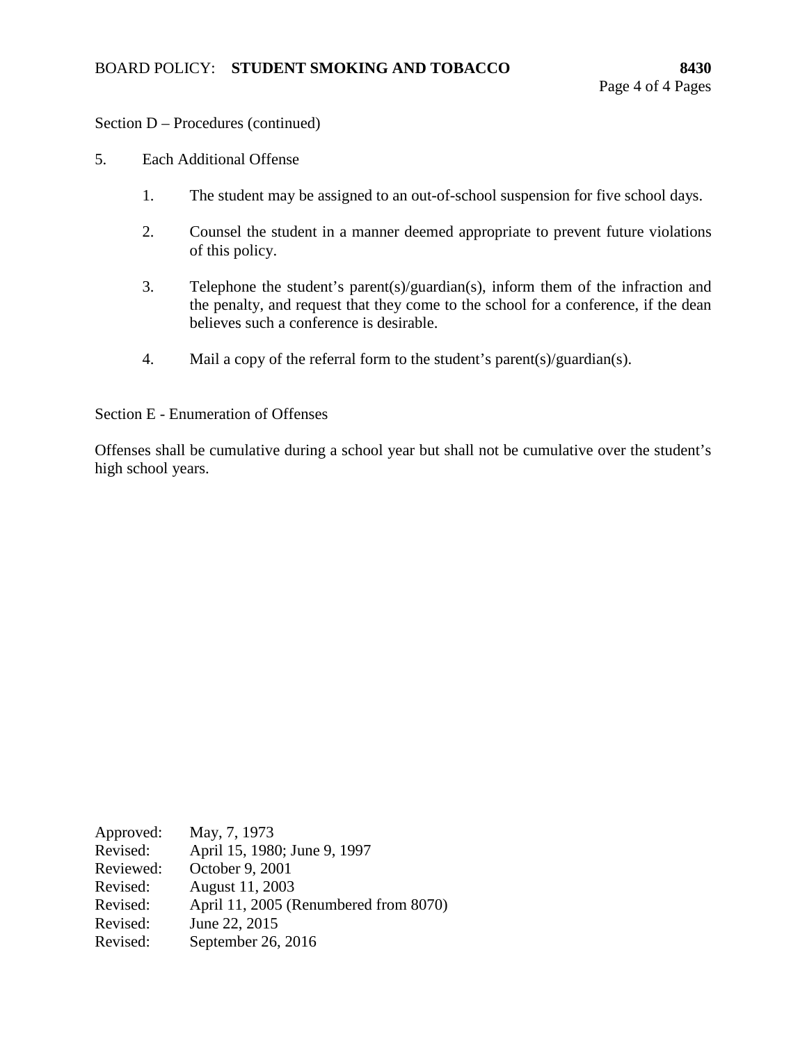Section D – Procedures (continued)

5. Each Additional Offense

   1. The student may be assigned to an out-of-school suspension for five school days.

   2. Counsel the student in a manner deemed appropriate to prevent future violations of this policy.

   3. Telephone the student's parent(s)/guardian(s), inform them of the infraction and the penalty, and request that they come to the school for a conference, if the dean believes such a conference is desirable.

   4. Mail a copy of the referral form to the student's parent(s)/guardian(s).

Section E - Enumeration of Offenses

Offenses shall be cumulative during a school year but shall not be cumulative over the student's high school years.

| | |
|---|---|
| Approved: | May, 7, 1973 |
| Revised: | April 15, 1980; June 9, 1997 |
| Reviewed: | October 9, 2001 |
| Revised: | August 11, 2003 |
| Revised: | April 11, 2005 (Renumbered from 8070) |
| Revised: | June 22, 2015 |
| Revised: | September 26, 2016 |